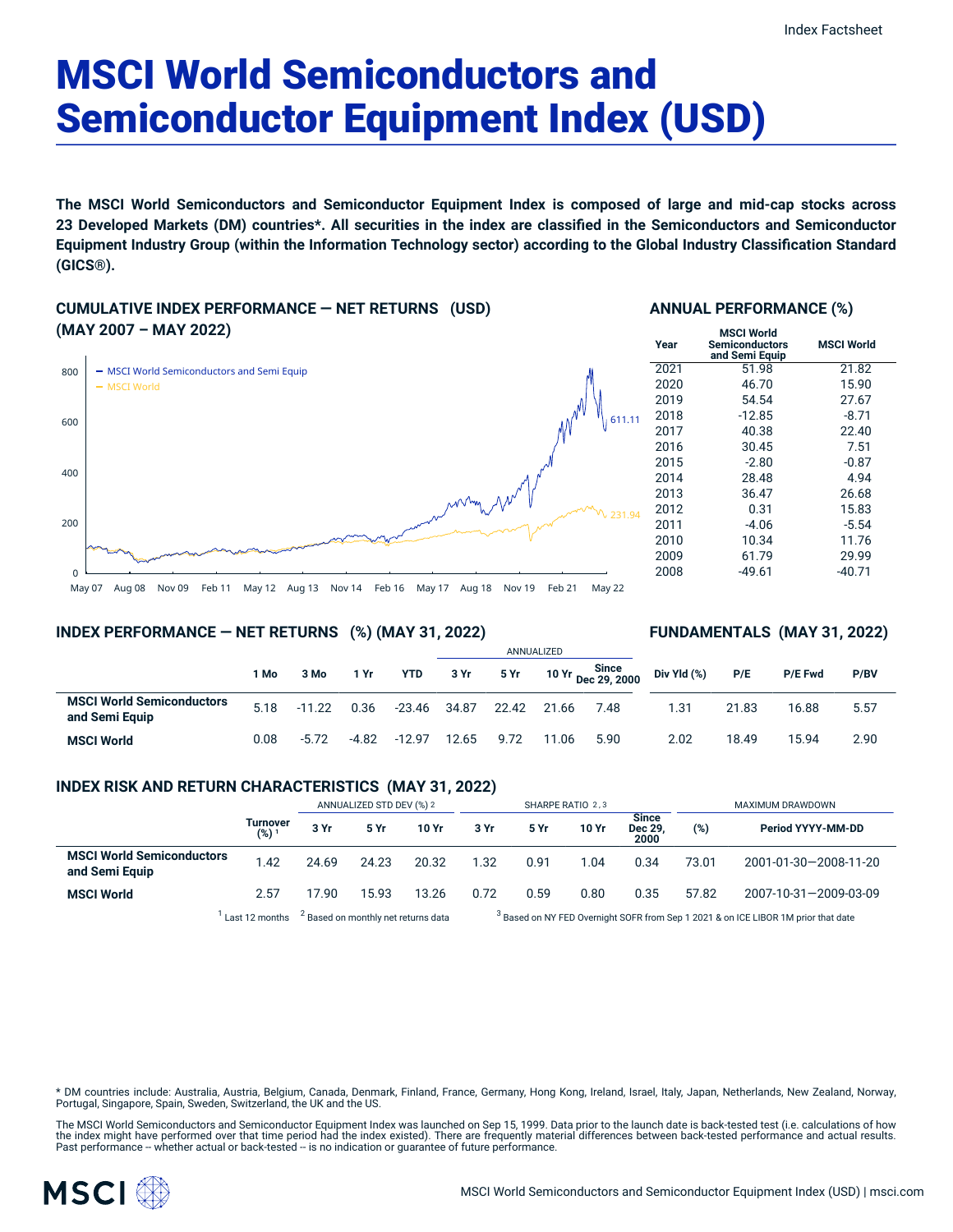# MSCI World Semiconductors and Semiconductor Equipment Index (USD)

**The MSCI World Semiconductors and Semiconductor Equipment Index is composed of large and mid-cap stocks across 23 Developed Markets (DM) countries*. All securities in the index are classified in the Semiconductors and Semiconductor Equipment Industry Group (within the Information Technology sector) according to the Global Industry Classification Standard (GICS®).**

## CUMULATIVE INDEX PERFORMANCE — NET RETURNS (USD) (MAY 2007 – MAY 2022)

- MSCI World Semiconductors and Semi Equip: 611.11
- MSCI World: 231.94

## ANNUAL PERFORMANCE (%)

| Year | MSCI World Semiconductors and Semi Equip | MSCI World |
|---|---|---|
| 2021 | 51.98 | 21.82 |
| 2020 | 46.70 | 15.90 |
| 2019 | 54.54 | 27.67 |
| 2018 | -12.85 | -8.71 |
| 2017 | 40.38 | 22.40 |
| 2016 | 30.45 | 7.51 |
| 2015 | -2.80 | -0.87 |
| 2014 | 28.48 | 4.94 |
| 2013 | 36.47 | 26.68 |
| 2012 | 0.31 | 15.83 |
| 2011 | -4.06 | -5.54 |
| 2010 | 10.34 | 11.76 |
| 2009 | 61.79 | 29.99 |
| 2008 | -49.61 | -40.71 |

## INDEX PERFORMANCE — NET RETURNS (%) (MAY 31, 2022) / FUNDAMENTALS (MAY 31, 2022)

| | | | | | ANNUALIZED | | | | | | | |
|---|---|---|---|---|---|---|---|---|---|---|---|---|
| | 1 Mo | 3 Mo | 1 Yr | YTD | 3 Yr | 5 Yr | 10 Yr | Since Dec 29, 2000 | Div Yld (%) | P/E | P/E Fwd | P/BV |
| **MSCI World Semiconductors and Semi Equip** | 5.18 | -11.22 | 0.36 | -23.46 | 34.87 | 22.42 | 21.66 | 7.48 | 1.31 | 21.83 | 16.88 | 5.57 |
| **MSCI World** | 0.08 | -5.72 | -4.82 | -12.97 | 12.65 | 9.72 | 11.06 | 5.90 | 2.02 | 18.49 | 15.94 | 2.90 |

## INDEX RISK AND RETURN CHARACTERISTICS (MAY 31, 2022)

| | | ANNUALIZED STD DEV (%) [2] | | | SHARPE RATIO [2,3] | | | | MAXIMUM DRAWDOWN | |
|---|---|---|---|---|---|---|---|---|---|---|
| | Turnover (%) [1] | 3 Yr | 5 Yr | 10 Yr | 3 Yr | 5 Yr | 10 Yr | Since Dec 29, 2000 | (%) | Period YYYY-MM-DD |
| **MSCI World Semiconductors and Semi Equip** | 1.42 | 24.69 | 24.23 | 20.32 | 1.32 | 0.91 | 1.04 | 0.34 | 73.01 | 2001-01-30—2008-11-20 |
| **MSCI World** | 2.57 | 17.90 | 15.93 | 13.26 | 0.72 | 0.59 | 0.80 | 0.35 | 57.82 | 2007-10-31—2009-03-09 |

[1] Last 12 months [2] Based on monthly net returns data [3] Based on NY FED Overnight SOFR from Sep 1 2021 & on ICE LIBOR 1M prior that date

* DM countries include: Australia, Austria, Belgium, Canada, Denmark, Finland, France, Germany, Hong Kong, Ireland, Israel, Italy, Japan, Netherlands, New Zealand, Norway, Portugal, Singapore, Spain, Sweden, Switzerland, the UK and the US.

The MSCI World Semiconductors and Semiconductor Equipment Index was launched on Sep 15, 1999. Data prior to the launch date is back-tested test (i.e. calculations of how the index might have performed over that time period had the index existed). There are frequently material differences between back-tested performance and actual results. Past performance -- whether actual or back-tested -- is no indication or guarantee of future performance.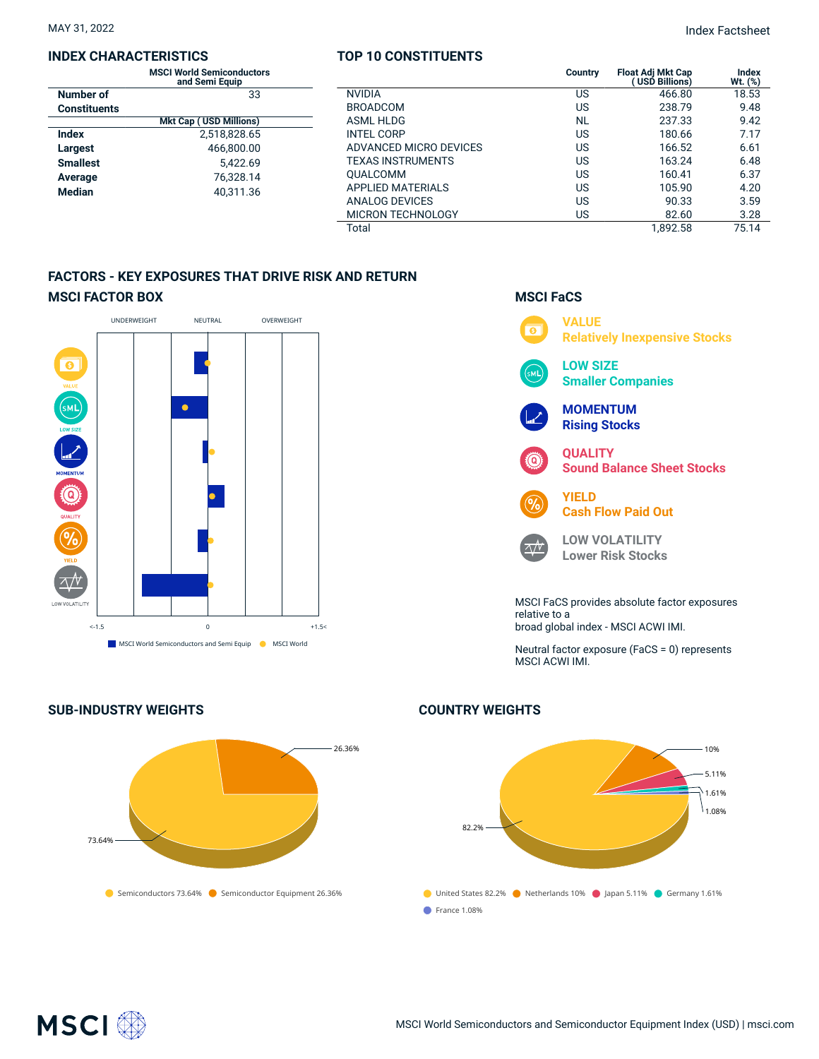MAY 31, 2022

Index Factsheet

## INDEX CHARACTERISTICS

| | MSCI World Semiconductors and Semi Equip |
|---|---|
| Number of Constituents | 33 |
| | **Mkt Cap ( USD Millions)** |
| **Index** | 2,518,828.65 |
| **Largest** | 466,800.00 |
| **Smallest** | 5,422.69 |
| **Average** | 76,328.14 |
| **Median** | 40,311.36 |

## TOP 10 CONSTITUENTS

| | Country | Float Adj Mkt Cap ( USD Billions) | Index Wt. (%) |
|---|---|---|---|
| NVIDIA | US | 466.80 | 18.53 |
| BROADCOM | US | 238.79 | 9.48 |
| ASML HLDG | NL | 237.33 | 9.42 |
| INTEL CORP | US | 180.66 | 7.17 |
| ADVANCED MICRO DEVICES | US | 166.52 | 6.61 |
| TEXAS INSTRUMENTS | US | 163.24 | 6.48 |
| QUALCOMM | US | 160.41 | 6.37 |
| APPLIED MATERIALS | US | 105.90 | 4.20 |
| ANALOG DEVICES | US | 90.33 | 3.59 |
| MICRON TECHNOLOGY | US | 82.60 | 3.28 |
| Total | | 1,892.58 | 75.14 |

## FACTORS - KEY EXPOSURES THAT DRIVE RISK AND RETURN

### MSCI FACTOR BOX

UNDERWEIGHT | NEUTRAL | OVERWEIGHT

VALUE, LOW SIZE, MOMENTUM, QUALITY, YIELD, LOW VOLATILITY

<-1.5 | 0 | +1.5<

MSCI World Semiconductors and Semi Equip | MSCI World

### MSCI FaCS

**VALUE**
Relatively Inexpensive Stocks

**LOW SIZE**
Smaller Companies

**MOMENTUM**
Rising Stocks

**QUALITY**
Sound Balance Sheet Stocks

**YIELD**
Cash Flow Paid Out

**LOW VOLATILITY**
Lower Risk Stocks

MSCI FaCS provides absolute factor exposures relative to a broad global index - MSCI ACWI IMI.

Neutral factor exposure (FaCS = 0) represents MSCI ACWI IMI.

## SUB-INDUSTRY WEIGHTS

- Semiconductors 73.64%
- Semiconductor Equipment 26.36%

## COUNTRY WEIGHTS

- United States 82.2%
- Netherlands 10%
- Japan 5.11%
- Germany 1.61%
- France 1.08%

MSCI World Semiconductors and Semiconductor Equipment Index (USD) | msci.com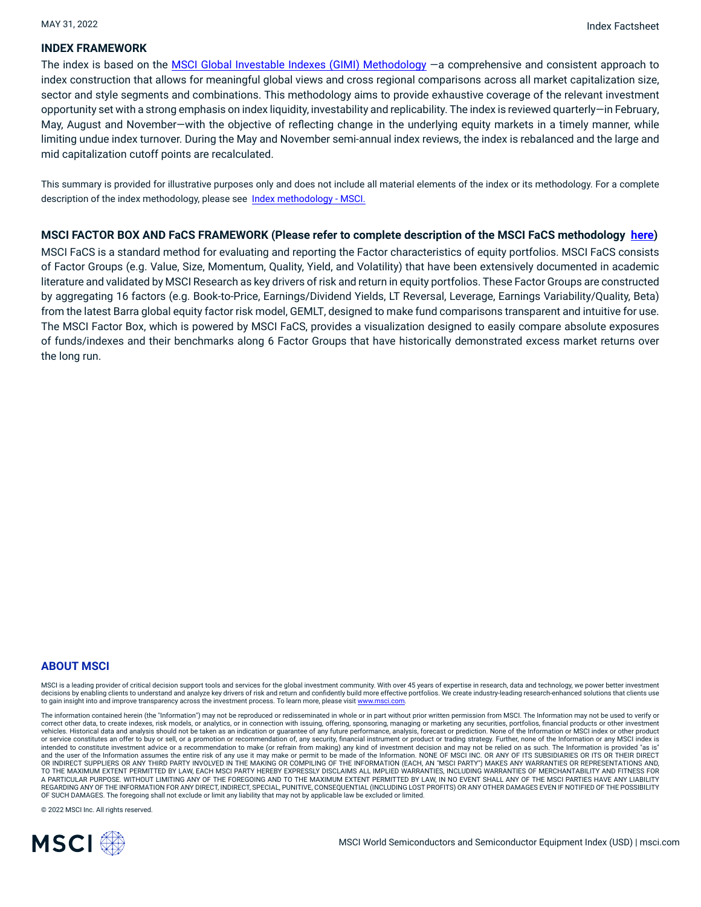## INDEX FRAMEWORK

The index is based on the [MSCI Global Investable Indexes (GIMI) Methodology](#) —a comprehensive and consistent approach to index construction that allows for meaningful global views and cross regional comparisons across all market capitalization size, sector and style segments and combinations. This methodology aims to provide exhaustive coverage of the relevant investment opportunity set with a strong emphasis on index liquidity, investability and replicability. The index is reviewed quarterly—in February, May, August and November—with the objective of reflecting change in the underlying equity markets in a timely manner, while limiting undue index turnover. During the May and November semi-annual index reviews, the index is rebalanced and the large and mid capitalization cutoff points are recalculated.

This summary is provided for illustrative purposes only and does not include all material elements of the index or its methodology. For a complete description of the index methodology, please see [Index methodology - MSCI.](#)

## MSCI FACTOR BOX AND FaCS FRAMEWORK (Please refer to complete description of the MSCI FaCS methodology [here](#))

MSCI FaCS is a standard method for evaluating and reporting the Factor characteristics of equity portfolios. MSCI FaCS consists of Factor Groups (e.g. Value, Size, Momentum, Quality, Yield, and Volatility) that have been extensively documented in academic literature and validated by MSCI Research as key drivers of risk and return in equity portfolios. These Factor Groups are constructed by aggregating 16 factors (e.g. Book-to-Price, Earnings/Dividend Yields, LT Reversal, Leverage, Earnings Variability/Quality, Beta) from the latest Barra global equity factor risk model, GEMLT, designed to make fund comparisons transparent and intuitive for use. The MSCI Factor Box, which is powered by MSCI FaCS, provides a visualization designed to easily compare absolute exposures of funds/indexes and their benchmarks along 6 Factor Groups that have historically demonstrated excess market returns over the long run.

## ABOUT MSCI

MSCI is a leading provider of critical decision support tools and services for the global investment community. With over 45 years of expertise in research, data and technology, we power better investment decisions by enabling clients to understand and analyze key drivers of risk and return and confidently build more effective portfolios. We create industry-leading research-enhanced solutions that clients use to gain insight into and improve transparency across the investment process. To learn more, please visit [www.msci.com](#).

The information contained herein (the "Information") may not be reproduced or redisseminated in whole or in part without prior written permission from MSCI. The Information may not be used to verify or correct other data, to create indexes, risk models, or analytics, or in connection with issuing, offering, sponsoring, managing or marketing any securities, portfolios, financial products or other investment vehicles. Historical data and analysis should not be taken as an indication or guarantee of any future performance, analysis, forecast or prediction. None of the Information or MSCI index or other product or service constitutes an offer to buy or sell, or a promotion or recommendation of, any security, financial instrument or product or trading strategy. Further, none of the Information or any MSCI index is intended to constitute investment advice or a recommendation to make (or refrain from making) any kind of investment decision and may not be relied on as such. The Information is provided "as is" and the user of the Information assumes the entire risk of any use it may make or permit to be made of the Information. NONE OF MSCI INC. OR ANY OF ITS SUBSIDIARIES OR ITS OR THEIR DIRECT OR INDIRECT SUPPLIERS OR ANY THIRD PARTY INVOLVED IN THE MAKING OR COMPILING OF THE INFORMATION (EACH, AN "MSCI PARTY") MAKES ANY WARRANTIES OR REPRESENTATIONS AND, TO THE MAXIMUM EXTENT PERMITTED BY LAW, EACH MSCI PARTY HEREBY EXPRESSLY DISCLAIMS ALL IMPLIED WARRANTIES, INCLUDING WARRANTIES OF MERCHANTABILITY AND FITNESS FOR A PARTICULAR PURPOSE. WITHOUT LIMITING ANY OF THE FOREGOING AND TO THE MAXIMUM EXTENT PERMITTED BY LAW, IN NO EVENT SHALL ANY OF THE MSCI PARTIES HAVE ANY LIABILITY REGARDING ANY OF THE INFORMATION FOR ANY DIRECT, INDIRECT, SPECIAL, PUNITIVE, CONSEQUENTIAL (INCLUDING LOST PROFITS) OR ANY OTHER DAMAGES EVEN IF NOTIFIED OF THE POSSIBILITY OF SUCH DAMAGES. The foregoing shall not exclude or limit any liability that may not by applicable law be excluded or limited.

© 2022 MSCI Inc. All rights reserved.